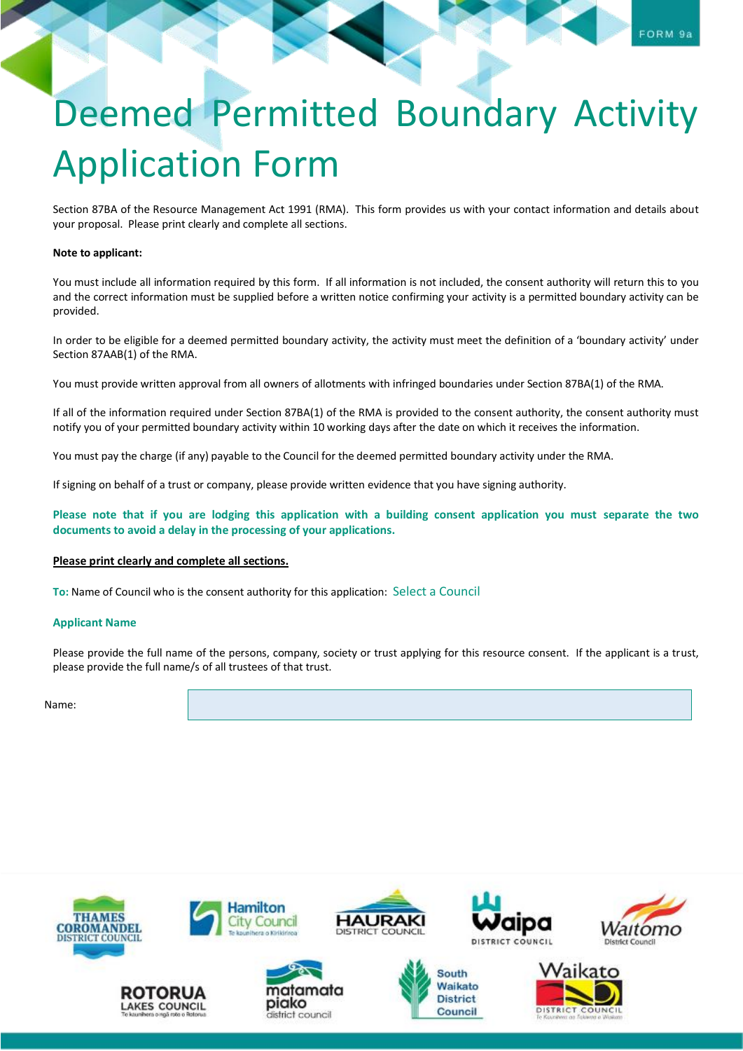FORM 9a

# Deemed Permitted Boundary Activity Application Form

Section 87BA of the Resource Management Act 1991 (RMA). This form provides us with your contact information and details about your proposal. Please print clearly and complete all sections.

**Note to applicant:**

You must include all information required by this form. If all information is not included, the consent authority will return this to you and the correct information must be supplied before a written notice confirming your activity is a permitted boundary activity can be provided.

In order to be eligible for a deemed permitted boundary activity, the activity must meet the definition of a 'boundary activity' under Section 87AAB(1) of the RMA.

You must provide written approval from all owners of allotments with infringed boundaries under Section 87BA(1) of the RMA.

If all of the information required under Section 87BA(1) of the RMA is provided to the consent authority, the consent authority must notify you of your permitted boundary activity within 10 working days after the date on which it receives the information.

You must pay the charge (if any) payable to the Council for the deemed permitted boundary activity under the RMA.

If signing on behalf of a trust or company, please provide written evidence that you have signing authority.

**Please note that if you are lodging this application with a building consent application you must separate the two documents to avoid a delay in the processing of your applications.**

**Please print clearly and complete all sections.**

**To:** Name of Council who is the consent authority for this application: Select a Council

### Applicant Name

Please provide the full name of the persons, company, society or trust applying for this resource consent. If the applicant is a trust, please provide the full name/s of all trustees of that trust.

Name:

THAMES COROMANDEL DISTRICT COUNCIL | Hamilton City Council | HAURAKI DISTRICT COUNCIL | Waipa DISTRICT COUNCIL | Waitomo District Council | ROTORUA LAKES COUNCIL | matamata piako district council | South Waikato District Council | Waikato DISTRICT COUNCIL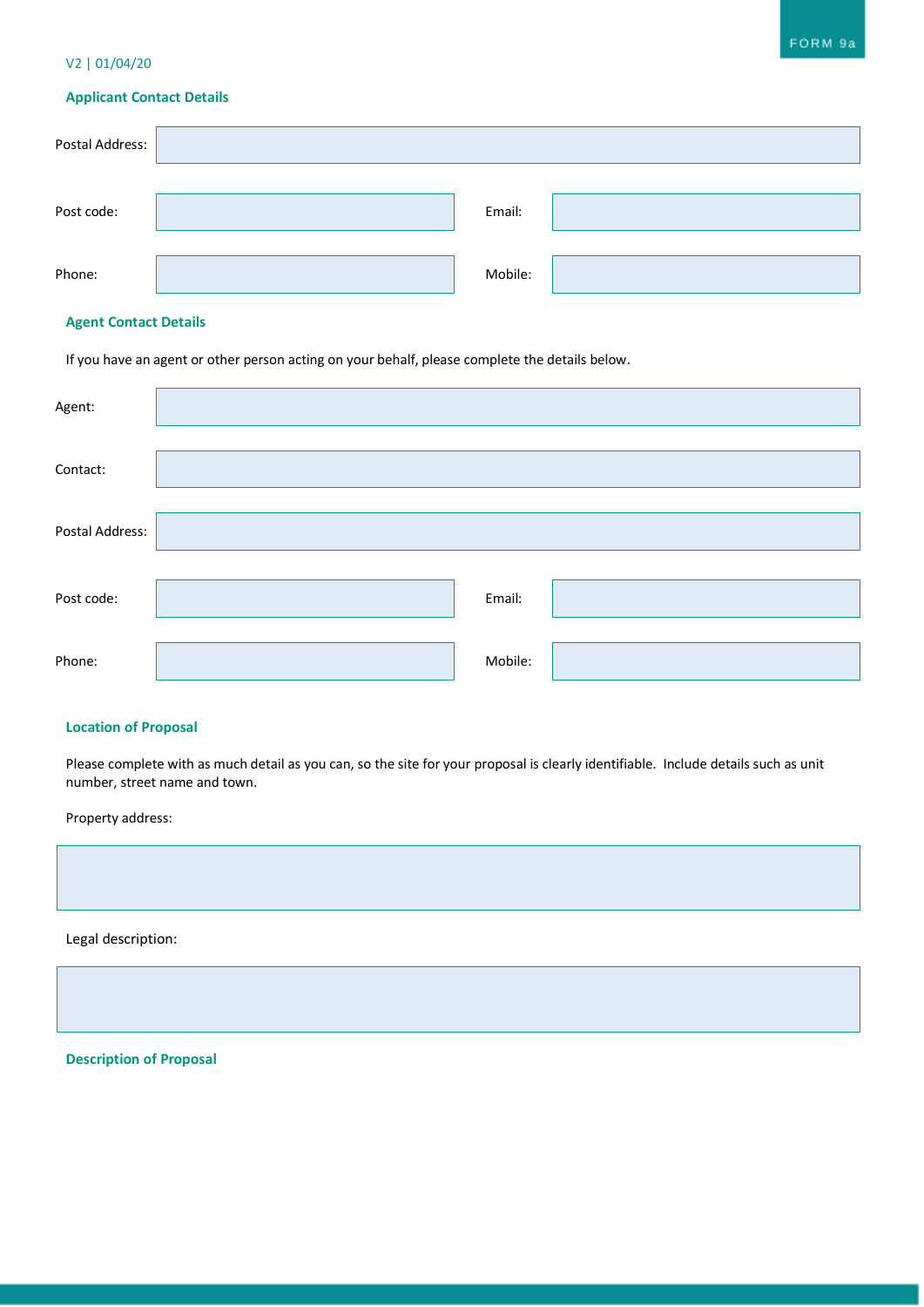V2 | 01/04/20

FORM 9a

## Applicant Contact Details

Postal Address:

Post code: &nbsp;&nbsp;&nbsp;&nbsp; Email:

Phone: &nbsp;&nbsp;&nbsp;&nbsp; Mobile:

## Agent Contact Details

If you have an agent or other person acting on your behalf, please complete the details below.

Agent:

Contact:

Postal Address:

Post code: &nbsp;&nbsp;&nbsp;&nbsp; Email:

Phone: &nbsp;&nbsp;&nbsp;&nbsp; Mobile:

## Location of Proposal

Please complete with as much detail as you can, so the site for your proposal is clearly identifiable. Include details such as unit number, street name and town.

Property address:

Legal description:

## Description of Proposal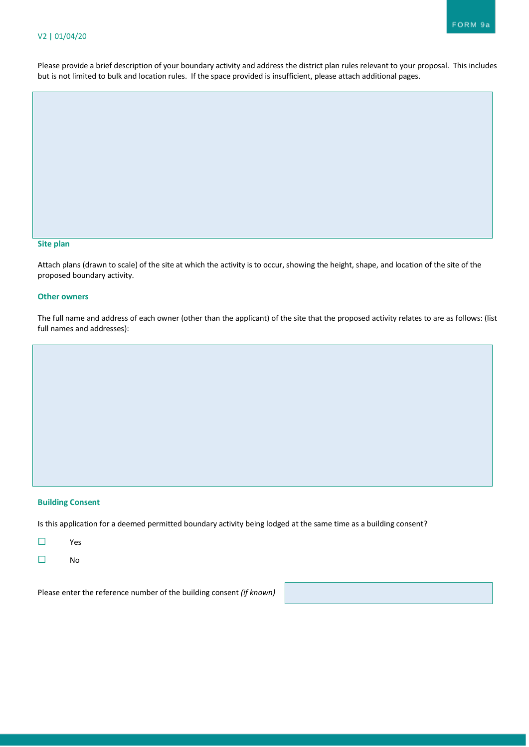Please provide a brief description of your boundary activity and address the district plan rules relevant to your proposal. This includes but is not limited to bulk and location rules. If the space provided is insufficient, please attach additional pages.

### Site plan

Attach plans (drawn to scale) of the site at which the activity is to occur, showing the height, shape, and location of the site of the proposed boundary activity.

### Other owners

The full name and address of each owner (other than the applicant) of the site that the proposed activity relates to are as follows: (list full names and addresses):

### Building Consent

Is this application for a deemed permitted boundary activity being lodged at the same time as a building consent?

☐ Yes

☐ No

Please enter the reference number of the building consent *(if known)*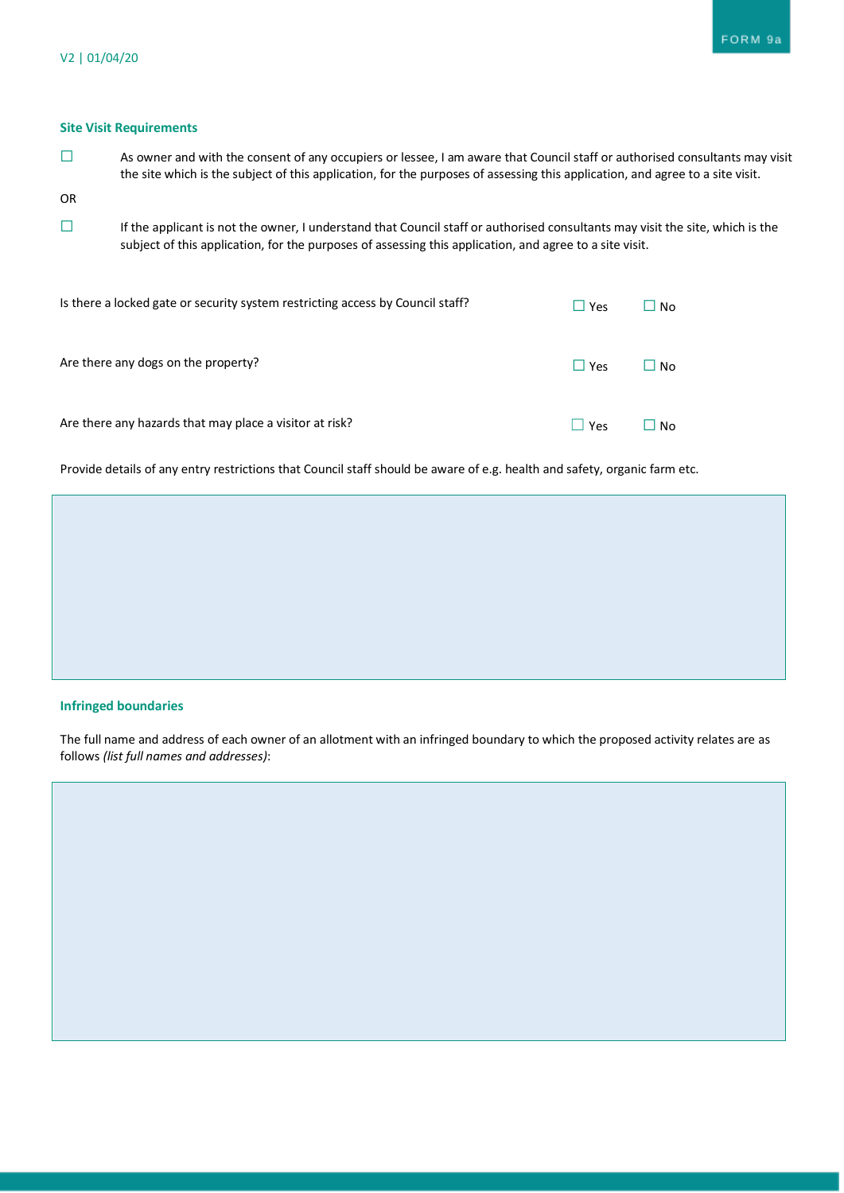### Site Visit Requirements

☐ As owner and with the consent of any occupiers or lessee, I am aware that Council staff or authorised consultants may visit the site which is the subject of this application, for the purposes of assessing this application, and agree to a site visit.

OR

☐ If the applicant is not the owner, I understand that Council staff or authorised consultants may visit the site, which is the subject of this application, for the purposes of assessing this application, and agree to a site visit.

Is there a locked gate or security system restricting access by Council staff? ☐ Yes ☐ No

Are there any dogs on the property? ☐ Yes ☐ No

Are there any hazards that may place a visitor at risk? ☐ Yes ☐ No

Provide details of any entry restrictions that Council staff should be aware of e.g. health and safety, organic farm etc.

### Infringed boundaries

The full name and address of each owner of an allotment with an infringed boundary to which the proposed activity relates are as follows *(list full names and addresses)*: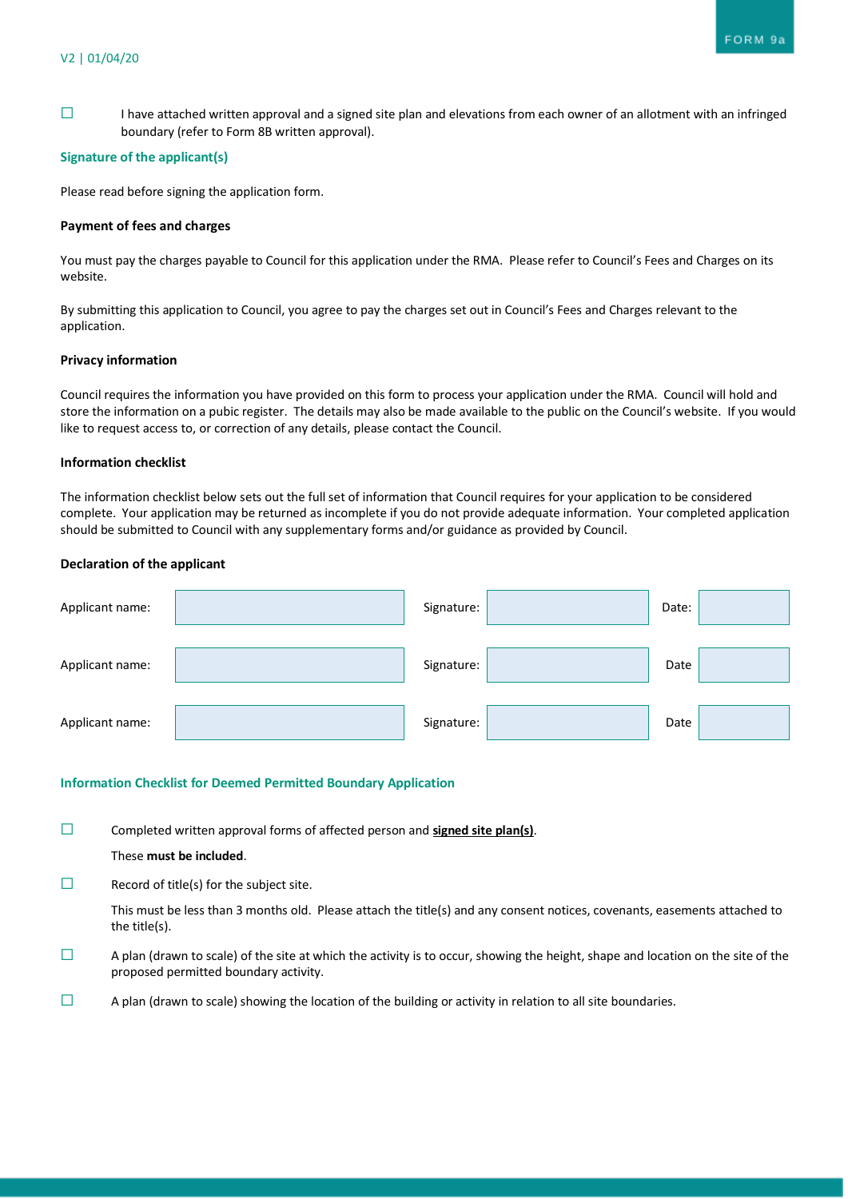☐ I have attached written approval and a signed site plan and elevations from each owner of an allotment with an infringed boundary (refer to Form 8B written approval).

## Signature of the applicant(s)

Please read before signing the application form.

**Payment of fees and charges**

You must pay the charges payable to Council for this application under the RMA. Please refer to Council's Fees and Charges on its website.

By submitting this application to Council, you agree to pay the charges set out in Council's Fees and Charges relevant to the application.

**Privacy information**

Council requires the information you have provided on this form to process your application under the RMA. Council will hold and store the information on a pubic register. The details may also be made available to the public on the Council's website. If you would like to request access to, or correction of any details, please contact the Council.

**Information checklist**

The information checklist below sets out the full set of information that Council requires for your application to be considered complete. Your application may be returned as incomplete if you do not provide adequate information. Your completed application should be submitted to Council with any supplementary forms and/or guidance as provided by Council.

**Declaration of the applicant**

| | | | | | |
|---|---|---|---|---|---|
| Applicant name: | | Signature: | | Date: | |
| Applicant name: | | Signature: | | Date | |
| Applicant name: | | Signature: | | Date | |

## Information Checklist for Deemed Permitted Boundary Application

☐ Completed written approval forms of affected person and **signed site plan(s)**.

These **must be included**.

☐ Record of title(s) for the subject site.

This must be less than 3 months old. Please attach the title(s) and any consent notices, covenants, easements attached to the title(s).

☐ A plan (drawn to scale) of the site at which the activity is to occur, showing the height, shape and location on the site of the proposed permitted boundary activity.

☐ A plan (drawn to scale) showing the location of the building or activity in relation to all site boundaries.